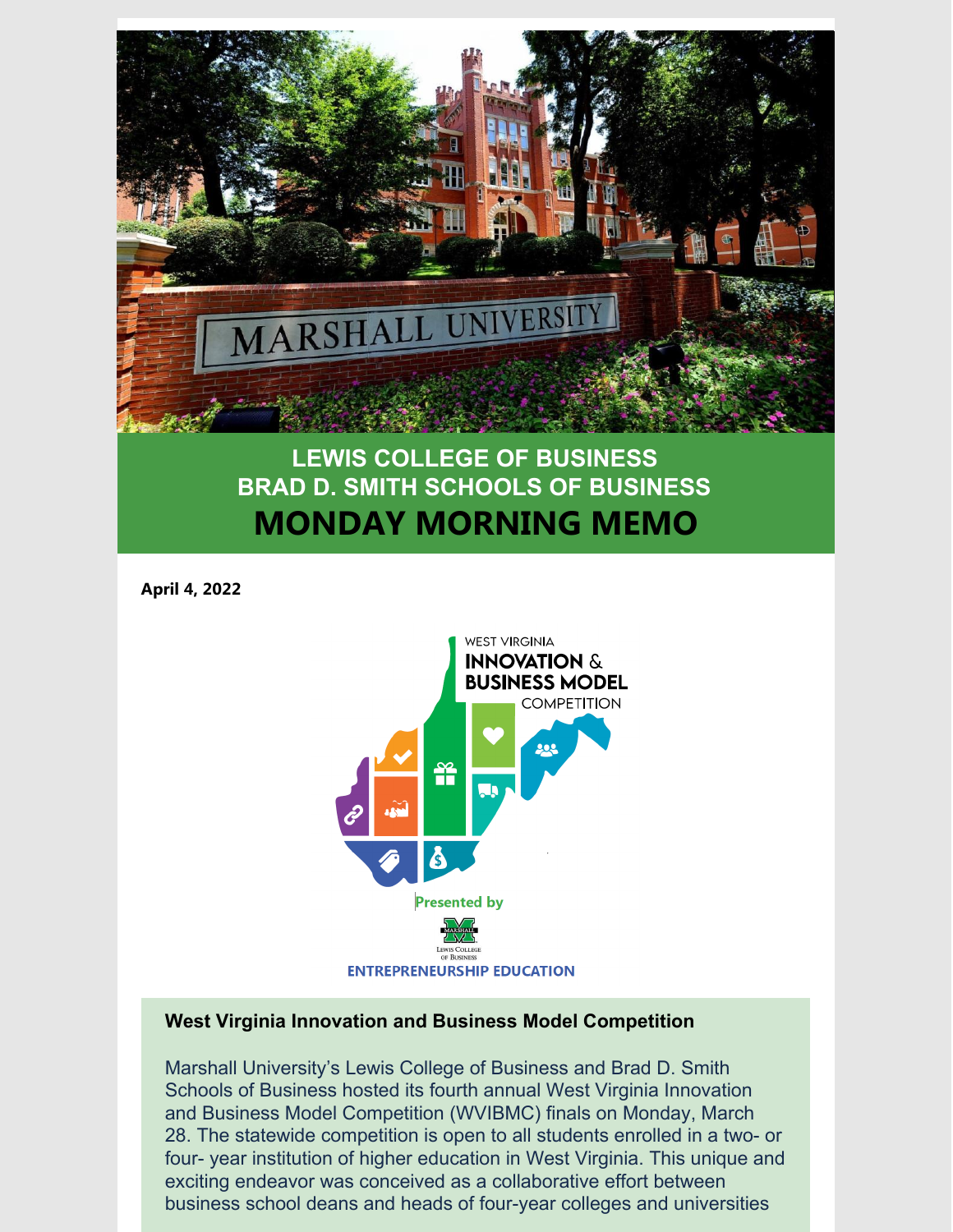# LEWIS COLLEGE OF BUSINESS
# BRAD D. SMITH SCHOOLS OF BUSINESS
# MONDAY MORNING MEMO

**April 4, 2022**

WEST VIRGINIA **INNOVATION & BUSINESS MODEL** COMPETITION

Presented by

ENTREPRENEURSHIP EDUCATION

### West Virginia Innovation and Business Model Competition

Marshall University's Lewis College of Business and Brad D. Smith Schools of Business hosted its fourth annual West Virginia Innovation and Business Model Competition (WVIBMC) finals on Monday, March 28. The statewide competition is open to all students enrolled in a two- or four- year institution of higher education in West Virginia. This unique and exciting endeavor was conceived as a collaborative effort between business school deans and heads of four-year colleges and universities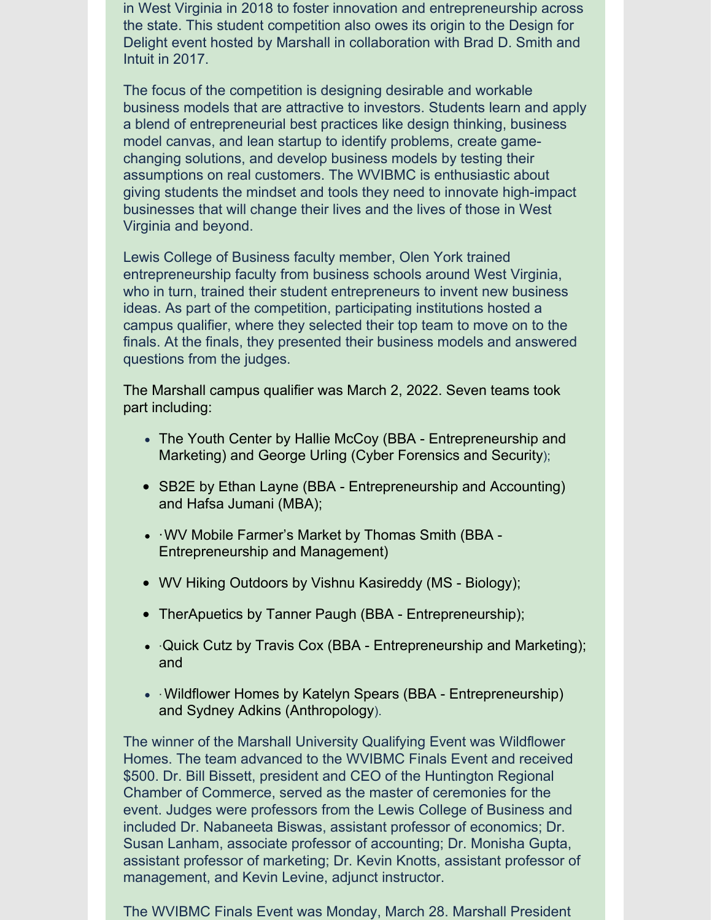in West Virginia in 2018 to foster innovation and entrepreneurship across the state. This student competition also owes its origin to the Design for Delight event hosted by Marshall in collaboration with Brad D. Smith and Intuit in 2017.

The focus of the competition is designing desirable and workable business models that are attractive to investors. Students learn and apply a blend of entrepreneurial best practices like design thinking, business model canvas, and lean startup to identify problems, create game-changing solutions, and develop business models by testing their assumptions on real customers. The WVIBMC is enthusiastic about giving students the mindset and tools they need to innovate high-impact businesses that will change their lives and the lives of those in West Virginia and beyond.

Lewis College of Business faculty member, Olen York trained entrepreneurship faculty from business schools around West Virginia, who in turn, trained their student entrepreneurs to invent new business ideas. As part of the competition, participating institutions hosted a campus qualifier, where they selected their top team to move on to the finals. At the finals, they presented their business models and answered questions from the judges.

The Marshall campus qualifier was March 2, 2022. Seven teams took part including:

- The Youth Center by Hallie McCoy (BBA - Entrepreneurship and Marketing) and George Urling (Cyber Forensics and Security);
- SB2E by Ethan Layne (BBA - Entrepreneurship and Accounting) and Hafsa Jumani (MBA);
- ·WV Mobile Farmer's Market by Thomas Smith (BBA - Entrepreneurship and Management)
- WV Hiking Outdoors by Vishnu Kasireddy (MS - Biology);
- TherApuetics by Tanner Paugh (BBA - Entrepreneurship);
- ·Quick Cutz by Travis Cox (BBA - Entrepreneurship and Marketing); and
- ·Wildflower Homes by Katelyn Spears (BBA - Entrepreneurship) and Sydney Adkins (Anthropology).

The winner of the Marshall University Qualifying Event was Wildflower Homes. The team advanced to the WVIBMC Finals Event and received $500. Dr. Bill Bissett, president and CEO of the Huntington Regional Chamber of Commerce, served as the master of ceremonies for the event. Judges were professors from the Lewis College of Business and included Dr. Nabaneeta Biswas, assistant professor of economics; Dr. Susan Lanham, associate professor of accounting; Dr. Monisha Gupta, assistant professor of marketing; Dr. Kevin Knotts, assistant professor of management, and Kevin Levine, adjunct instructor.

The WVIBMC Finals Event was Monday, March 28. Marshall President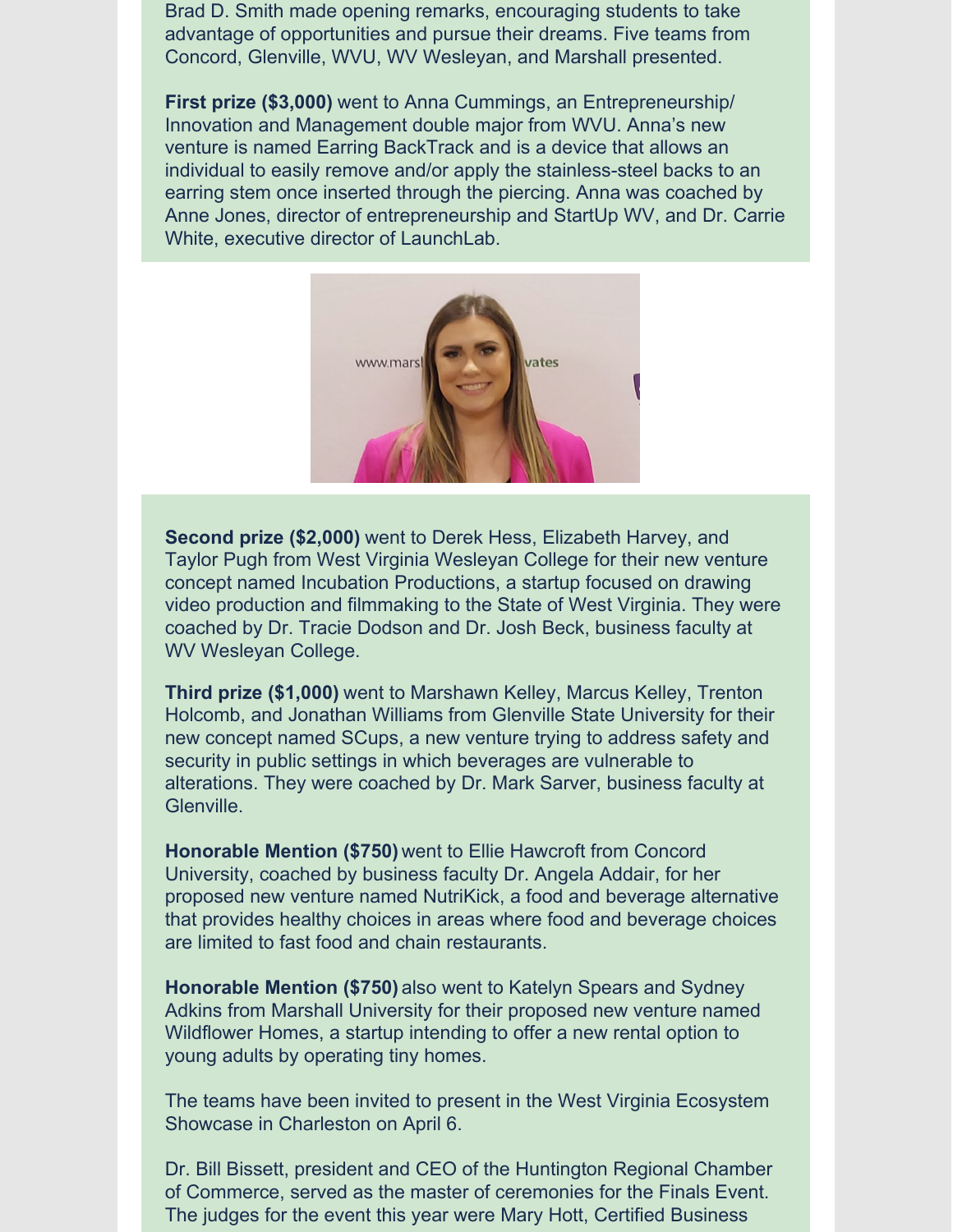Brad D. Smith made opening remarks, encouraging students to take advantage of opportunities and pursue their dreams. Five teams from Concord, Glenville, WVU, WV Wesleyan, and Marshall presented.

**First prize ($3,000)** went to Anna Cummings, an Entrepreneurship/ Innovation and Management double major from WVU. Anna's new venture is named Earring BackTrack and is a device that allows an individual to easily remove and/or apply the stainless-steel backs to an earring stem once inserted through the piercing. Anna was coached by Anne Jones, director of entrepreneurship and StartUp WV, and Dr. Carrie White, executive director of LaunchLab.

**Second prize ($2,000)** went to Derek Hess, Elizabeth Harvey, and Taylor Pugh from West Virginia Wesleyan College for their new venture concept named Incubation Productions, a startup focused on drawing video production and filmmaking to the State of West Virginia. They were coached by Dr. Tracie Dodson and Dr. Josh Beck, business faculty at WV Wesleyan College.

**Third prize ($1,000)** went to Marshawn Kelley, Marcus Kelley, Trenton Holcomb, and Jonathan Williams from Glenville State University for their new concept named SCups, a new venture trying to address safety and security in public settings in which beverages are vulnerable to alterations. They were coached by Dr. Mark Sarver, business faculty at Glenville.

**Honorable Mention ($750)** went to Ellie Hawcroft from Concord University, coached by business faculty Dr. Angela Addair, for her proposed new venture named NutriKick, a food and beverage alternative that provides healthy choices in areas where food and beverage choices are limited to fast food and chain restaurants.

**Honorable Mention ($750)** also went to Katelyn Spears and Sydney Adkins from Marshall University for their proposed new venture named Wildflower Homes, a startup intending to offer a new rental option to young adults by operating tiny homes.

The teams have been invited to present in the West Virginia Ecosystem Showcase in Charleston on April 6.

Dr. Bill Bissett, president and CEO of the Huntington Regional Chamber of Commerce, served as the master of ceremonies for the Finals Event. The judges for the event this year were Mary Hott, Certified Business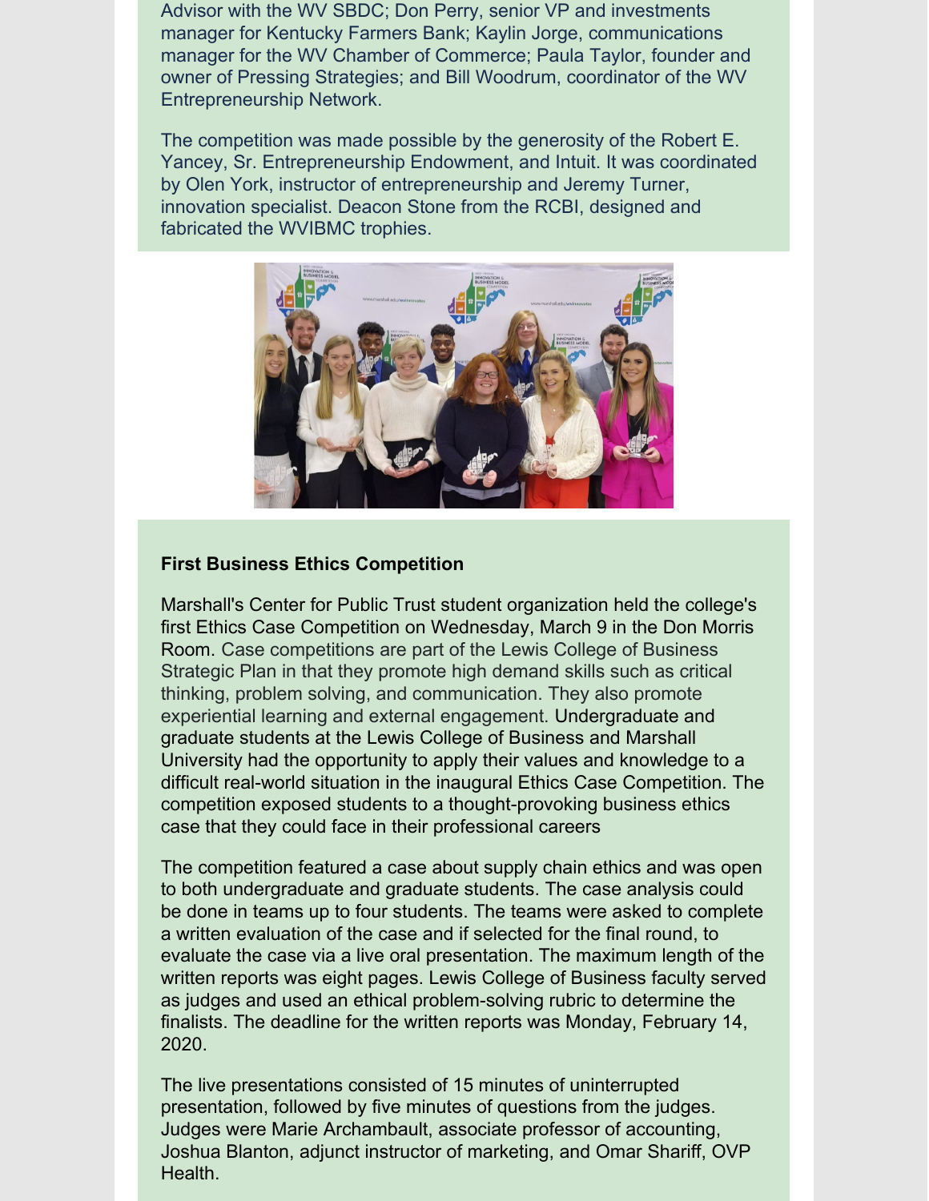Advisor with the WV SBDC; Don Perry, senior VP and investments manager for Kentucky Farmers Bank; Kaylin Jorge, communications manager for the WV Chamber of Commerce; Paula Taylor, founder and owner of Pressing Strategies; and Bill Woodrum, coordinator of the WV Entrepreneurship Network.

The competition was made possible by the generosity of the Robert E. Yancey, Sr. Entrepreneurship Endowment, and Intuit. It was coordinated by Olen York, instructor of entrepreneurship and Jeremy Turner, innovation specialist. Deacon Stone from the RCBI, designed and fabricated the WVIBMC trophies.

**First Business Ethics Competition**

Marshall's Center for Public Trust student organization held the college's first Ethics Case Competition on Wednesday, March 9 in the Don Morris Room. Case competitions are part of the Lewis College of Business Strategic Plan in that they promote high demand skills such as critical thinking, problem solving, and communication. They also promote experiential learning and external engagement. Undergraduate and graduate students at the Lewis College of Business and Marshall University had the opportunity to apply their values and knowledge to a difficult real-world situation in the inaugural Ethics Case Competition. The competition exposed students to a thought-provoking business ethics case that they could face in their professional careers

The competition featured a case about supply chain ethics and was open to both undergraduate and graduate students. The case analysis could be done in teams up to four students. The teams were asked to complete a written evaluation of the case and if selected for the final round, to evaluate the case via a live oral presentation. The maximum length of the written reports was eight pages. Lewis College of Business faculty served as judges and used an ethical problem-solving rubric to determine the finalists. The deadline for the written reports was Monday, February 14, 2020.

The live presentations consisted of 15 minutes of uninterrupted presentation, followed by five minutes of questions from the judges. Judges were Marie Archambault, associate professor of accounting, Joshua Blanton, adjunct instructor of marketing, and Omar Shariff, OVP Health.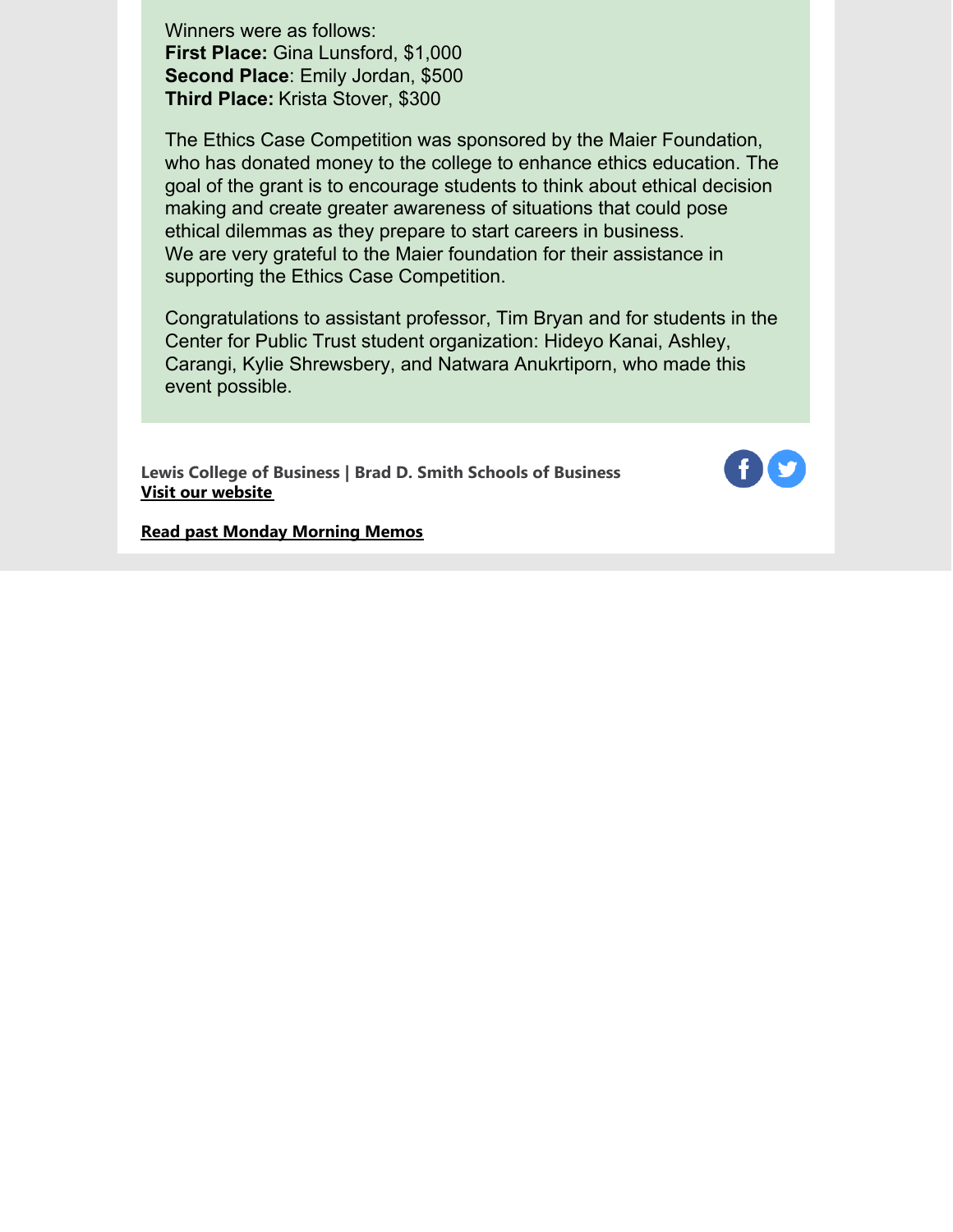Winners were as follows:
**First Place:** Gina Lunsford, $1,000
**Second Place**: Emily Jordan, $500
**Third Place:** Krista Stover, $300

The Ethics Case Competition was sponsored by the Maier Foundation, who has donated money to the college to enhance ethics education. The goal of the grant is to encourage students to think about ethical decision making and create greater awareness of situations that could pose ethical dilemmas as they prepare to start careers in business.
We are very grateful to the Maier foundation for their assistance in supporting the Ethics Case Competition.

Congratulations to assistant professor, Tim Bryan and for students in the Center for Public Trust student organization: Hideyo Kanai, Ashley, Carangi, Kylie Shrewsbery, and Natwara Anukrtiporn, who made this event possible.

**Lewis College of Business | Brad D. Smith Schools of Business**
**Visit our website**

**Read past Monday Morning Memos**